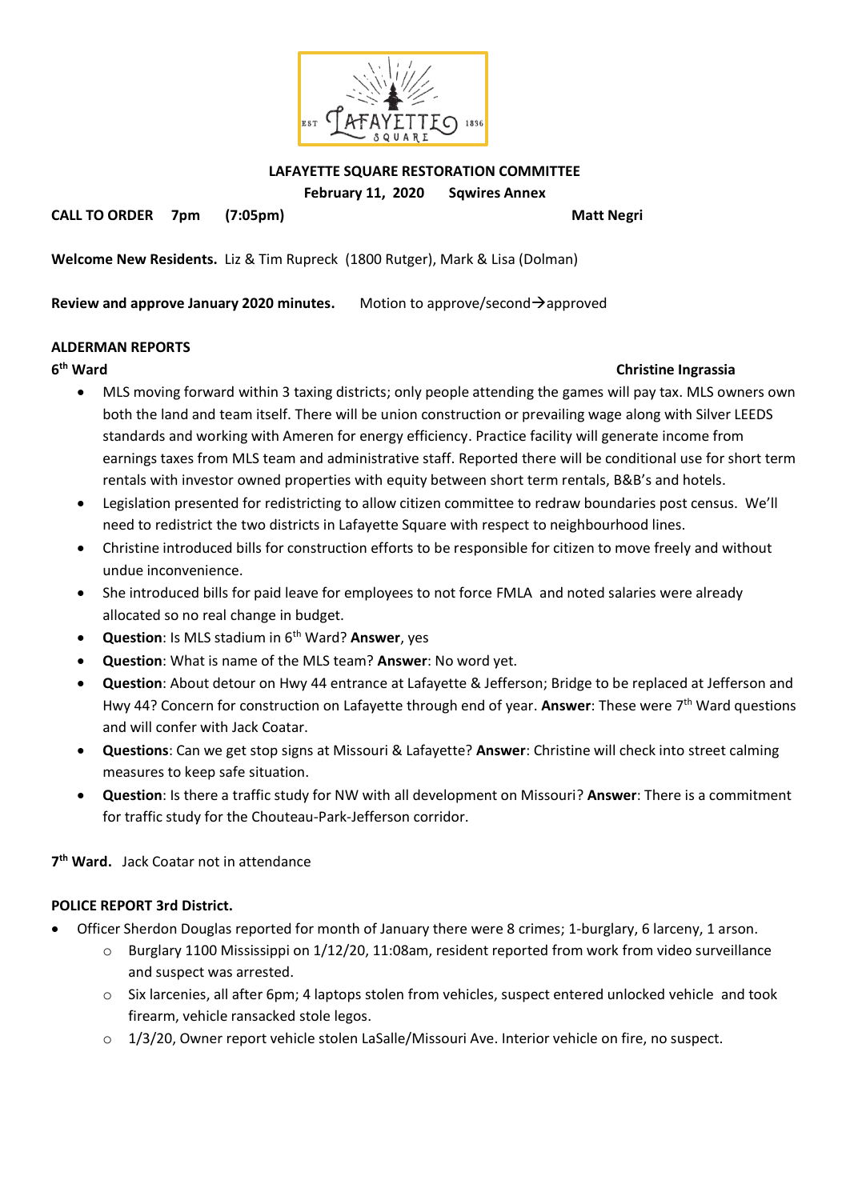**LAFAYETTE SQUARE RESTORATION COMMITTEE**

**February 11, 2020 Sqwires Annex**

**CALL TO ORDER 7pm (7:05pm)** **Matt Negri**

**Welcome New Residents.** Liz & Tim Rupreck (1800 Rutger), Mark & Lisa (Dolman)

**Review and approve January 2020 minutes.** Motion to approve/second→approved

**ALDERMAN REPORTS**

**6th Ward** **Christine Ingrassia**

- MLS moving forward within 3 taxing districts; only people attending the games will pay tax. MLS owners own both the land and team itself. There will be union construction or prevailing wage along with Silver LEEDS standards and working with Ameren for energy efficiency. Practice facility will generate income from earnings taxes from MLS team and administrative staff. Reported there will be conditional use for short term rentals with investor owned properties with equity between short term rentals, B&B's and hotels.
- Legislation presented for redistricting to allow citizen committee to redraw boundaries post census. We'll need to redistrict the two districts in Lafayette Square with respect to neighbourhood lines.
- Christine introduced bills for construction efforts to be responsible for citizen to move freely and without undue inconvenience.
- She introduced bills for paid leave for employees to not force FMLA and noted salaries were already allocated so no real change in budget.
- **Question**: Is MLS stadium in 6th Ward? **Answer**, yes
- **Question**: What is name of the MLS team? **Answer**: No word yet.
- **Question**: About detour on Hwy 44 entrance at Lafayette & Jefferson; Bridge to be replaced at Jefferson and Hwy 44? Concern for construction on Lafayette through end of year. **Answer**: These were 7th Ward questions and will confer with Jack Coatar.
- **Questions**: Can we get stop signs at Missouri & Lafayette? **Answer**: Christine will check into street calming measures to keep safe situation.
- **Question**: Is there a traffic study for NW with all development on Missouri? **Answer**: There is a commitment for traffic study for the Chouteau-Park-Jefferson corridor.

**7th Ward.** Jack Coatar not in attendance

**POLICE REPORT 3rd District.**

- Officer Sherdon Douglas reported for month of January there were 8 crimes; 1-burglary, 6 larceny, 1 arson.
  - Burglary 1100 Mississippi on 1/12/20, 11:08am, resident reported from work from video surveillance and suspect was arrested.
  - Six larcenies, all after 6pm; 4 laptops stolen from vehicles, suspect entered unlocked vehicle and took firearm, vehicle ransacked stole legos.
  - 1/3/20, Owner report vehicle stolen LaSalle/Missouri Ave. Interior vehicle on fire, no suspect.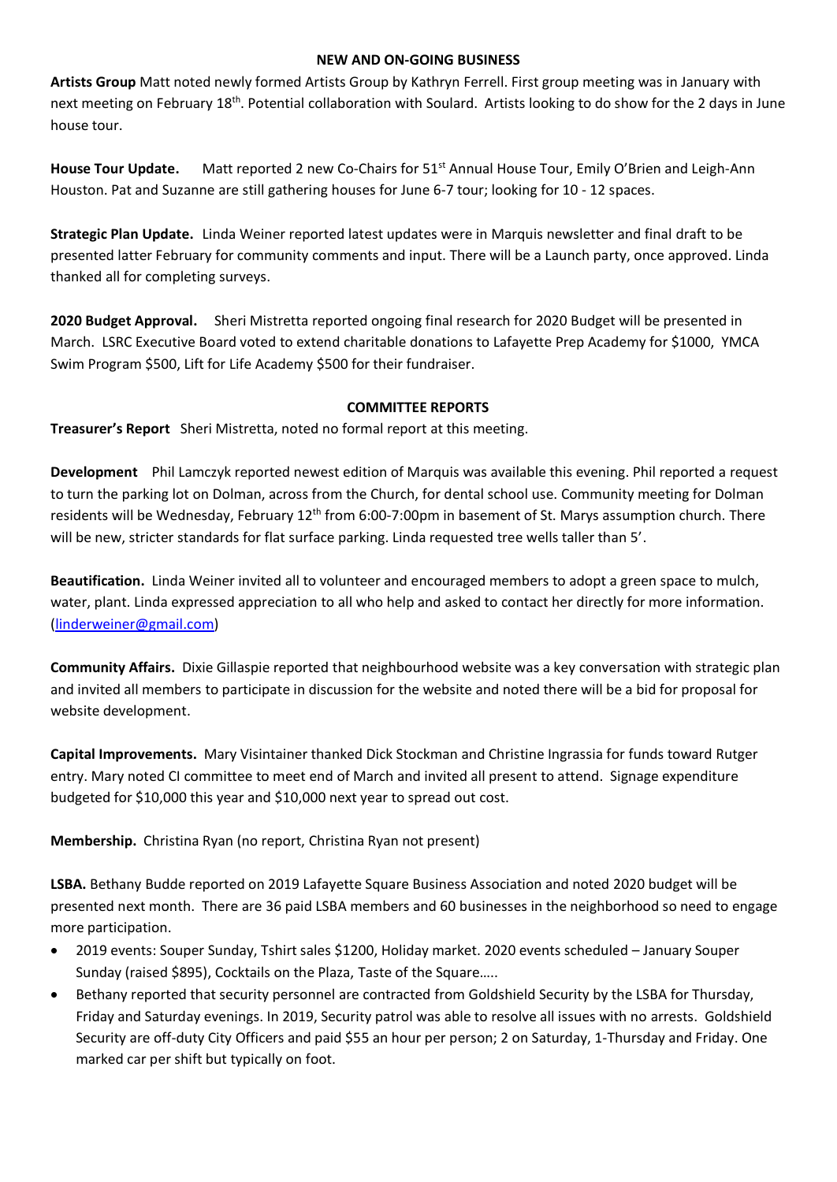## NEW AND ON-GOING BUSINESS

**Artists Group** Matt noted newly formed Artists Group by Kathryn Ferrell. First group meeting was in January with next meeting on February 18th. Potential collaboration with Soulard. Artists looking to do show for the 2 days in June house tour.

**House Tour Update.** Matt reported 2 new Co-Chairs for 51st Annual House Tour, Emily O'Brien and Leigh-Ann Houston. Pat and Suzanne are still gathering houses for June 6-7 tour; looking for 10 - 12 spaces.

**Strategic Plan Update.** Linda Weiner reported latest updates were in Marquis newsletter and final draft to be presented latter February for community comments and input. There will be a Launch party, once approved. Linda thanked all for completing surveys.

**2020 Budget Approval.** Sheri Mistretta reported ongoing final research for 2020 Budget will be presented in March. LSRC Executive Board voted to extend charitable donations to Lafayette Prep Academy for $1000, YMCA Swim Program $500, Lift for Life Academy $500 for their fundraiser.

## COMMITTEE REPORTS

**Treasurer's Report** Sheri Mistretta, noted no formal report at this meeting.

**Development** Phil Lamczyk reported newest edition of Marquis was available this evening. Phil reported a request to turn the parking lot on Dolman, across from the Church, for dental school use. Community meeting for Dolman residents will be Wednesday, February 12th from 6:00-7:00pm in basement of St. Marys assumption church. There will be new, stricter standards for flat surface parking. Linda requested tree wells taller than 5'.

**Beautification.** Linda Weiner invited all to volunteer and encouraged members to adopt a green space to mulch, water, plant. Linda expressed appreciation to all who help and asked to contact her directly for more information. (linderweiner@gmail.com)

**Community Affairs.** Dixie Gillaspie reported that neighbourhood website was a key conversation with strategic plan and invited all members to participate in discussion for the website and noted there will be a bid for proposal for website development.

**Capital Improvements.** Mary Visintainer thanked Dick Stockman and Christine Ingrassia for funds toward Rutger entry. Mary noted CI committee to meet end of March and invited all present to attend. Signage expenditure budgeted for $10,000 this year and $10,000 next year to spread out cost.

**Membership.** Christina Ryan (no report, Christina Ryan not present)

**LSBA.** Bethany Budde reported on 2019 Lafayette Square Business Association and noted 2020 budget will be presented next month. There are 36 paid LSBA members and 60 businesses in the neighborhood so need to engage more participation.

- 2019 events: Souper Sunday, Tshirt sales $1200, Holiday market. 2020 events scheduled – January Souper Sunday (raised $895), Cocktails on the Plaza, Taste of the Square…..
- Bethany reported that security personnel are contracted from Goldshield Security by the LSBA for Thursday, Friday and Saturday evenings. In 2019, Security patrol was able to resolve all issues with no arrests. Goldshield Security are off-duty City Officers and paid $55 an hour per person; 2 on Saturday, 1-Thursday and Friday. One marked car per shift but typically on foot.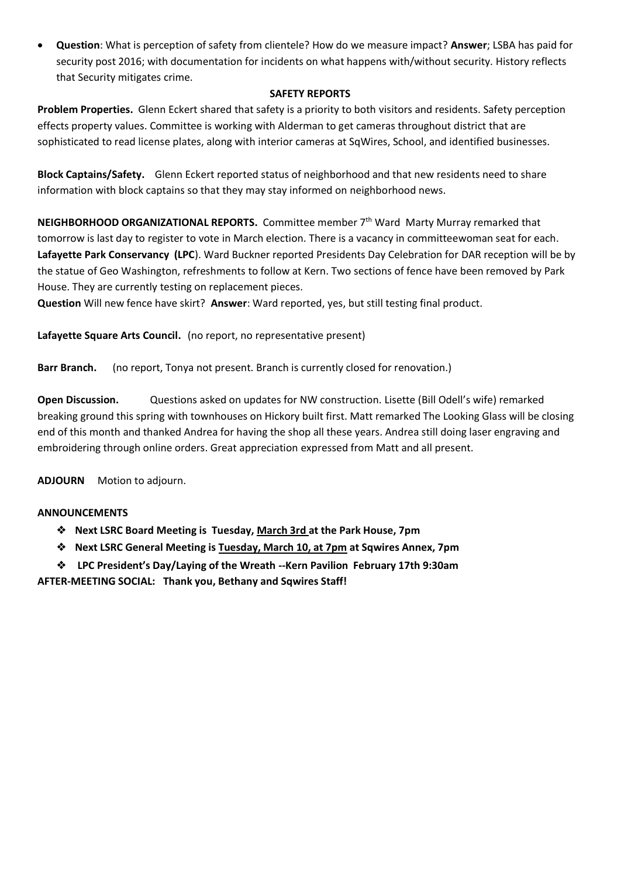- **Question**: What is perception of safety from clientele? How do we measure impact? **Answer**; LSBA has paid for security post 2016; with documentation for incidents on what happens with/without security. History reflects that Security mitigates crime.

**SAFETY REPORTS**

**Problem Properties.** Glenn Eckert shared that safety is a priority to both visitors and residents. Safety perception effects property values. Committee is working with Alderman to get cameras throughout district that are sophisticated to read license plates, along with interior cameras at SqWires, School, and identified businesses.

**Block Captains/Safety.** Glenn Eckert reported status of neighborhood and that new residents need to share information with block captains so that they may stay informed on neighborhood news.

**NEIGHBORHOOD ORGANIZATIONAL REPORTS.** Committee member 7th Ward Marty Murray remarked that tomorrow is last day to register to vote in March election. There is a vacancy in committeewoman seat for each.
**Lafayette Park Conservancy (LPC**). Ward Buckner reported Presidents Day Celebration for DAR reception will be by the statue of Geo Washington, refreshments to follow at Kern. Two sections of fence have been removed by Park House. They are currently testing on replacement pieces.
**Question** Will new fence have skirt? **Answer**: Ward reported, yes, but still testing final product.

**Lafayette Square Arts Council.** (no report, no representative present)

**Barr Branch.** (no report, Tonya not present. Branch is currently closed for renovation.)

**Open Discussion.** Questions asked on updates for NW construction. Lisette (Bill Odell's wife) remarked breaking ground this spring with townhouses on Hickory built first. Matt remarked The Looking Glass will be closing end of this month and thanked Andrea for having the shop all these years. Andrea still doing laser engraving and embroidering through online orders. Great appreciation expressed from Matt and all present.

**ADJOURN** Motion to adjourn.

**ANNOUNCEMENTS**

- **Next LSRC Board Meeting is Tuesday, March 3rd at the Park House, 7pm**
- **Next LSRC General Meeting is Tuesday, March 10, at 7pm at Sqwires Annex, 7pm**
- **LPC President's Day/Laying of the Wreath --Kern Pavilion February 17th 9:30am**

**AFTER-MEETING SOCIAL: Thank you, Bethany and Sqwires Staff!**